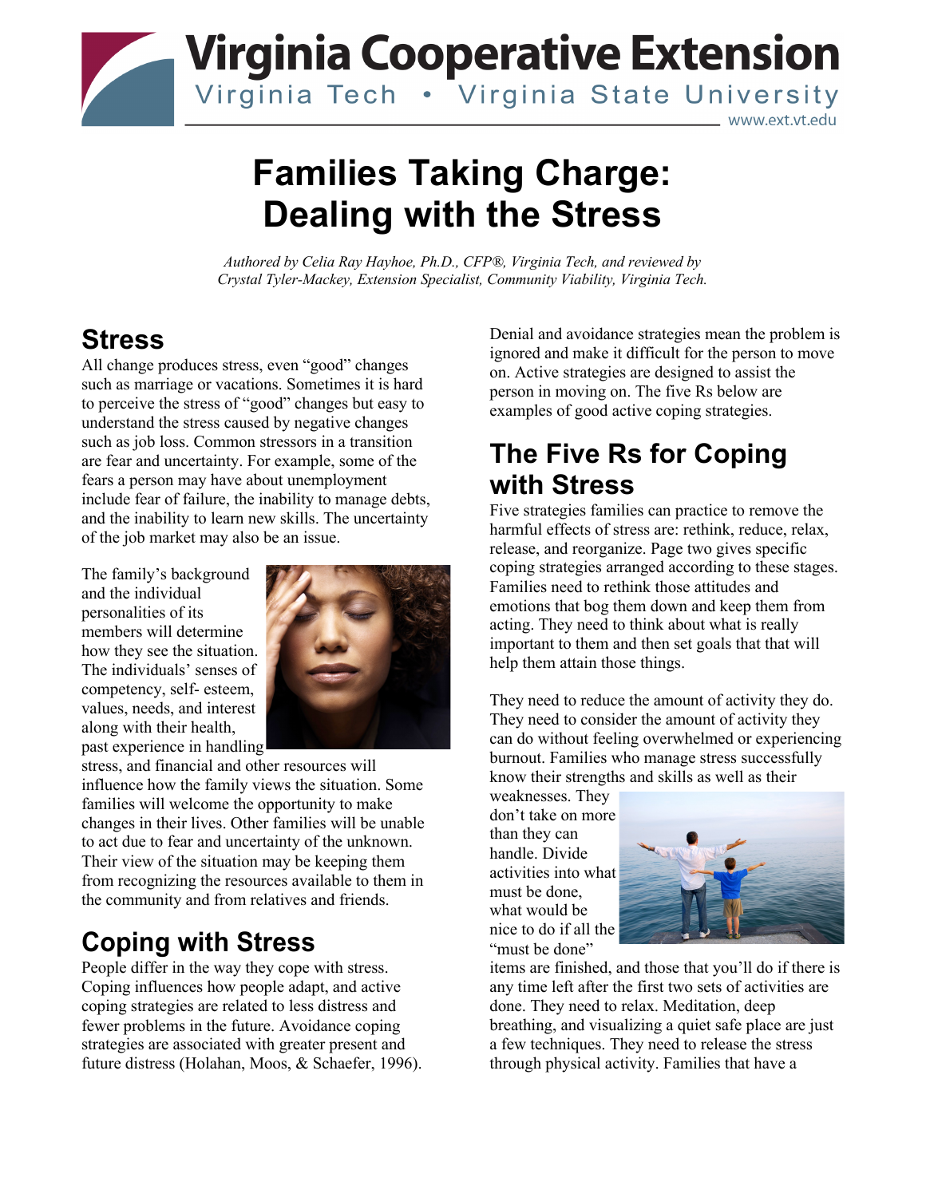# Families Taking Charge: Dealing with the Stress

*Authored by Celia Ray Hayhoe, Ph.D., CFP®, Virginia Tech, and reviewed by Crystal Tyler-Mackey, Extension Specialist, Community Viability, Virginia Tech.*

## Stress

All change produces stress, even "good" changes such as marriage or vacations. Sometimes it is hard to perceive the stress of "good" changes but easy to understand the stress caused by negative changes such as job loss. Common stressors in a transition are fear and uncertainty. For example, some of the fears a person may have about unemployment include fear of failure, the inability to manage debts, and the inability to learn new skills. The uncertainty of the job market may also be an issue.

The family's background and the individual personalities of its members will determine how they see the situation. The individuals' senses of competency, self- esteem, values, needs, and interest along with their health, past experience in handling stress, and financial and other resources will influence how the family views the situation. Some families will welcome the opportunity to make changes in their lives. Other families will be unable to act due to fear and uncertainty of the unknown. Their view of the situation may be keeping them from recognizing the resources available to them in the community and from relatives and friends.

## Coping with Stress

People differ in the way they cope with stress. Coping influences how people adapt, and active coping strategies are related to less distress and fewer problems in the future. Avoidance coping strategies are associated with greater present and future distress (Holahan, Moos, & Schaefer, 1996). Denial and avoidance strategies mean the problem is ignored and make it difficult for the person to move on. Active strategies are designed to assist the person in moving on. The five Rs below are examples of good active coping strategies.

## The Five Rs for Coping with Stress

Five strategies families can practice to remove the harmful effects of stress are: rethink, reduce, relax, release, and reorganize. Page two gives specific coping strategies arranged according to these stages. Families need to rethink those attitudes and emotions that bog them down and keep them from acting. They need to think about what is really important to them and then set goals that that will help them attain those things.

They need to reduce the amount of activity they do. They need to consider the amount of activity they can do without feeling overwhelmed or experiencing burnout. Families who manage stress successfully know their strengths and skills as well as their weaknesses. They don't take on more than they can handle. Divide activities into what must be done, what would be nice to do if all the "must be done" items are finished, and those that you'll do if there is any time left after the first two sets of activities are done. They need to relax. Meditation, deep breathing, and visualizing a quiet safe place are just a few techniques. They need to release the stress through physical activity. Families that have a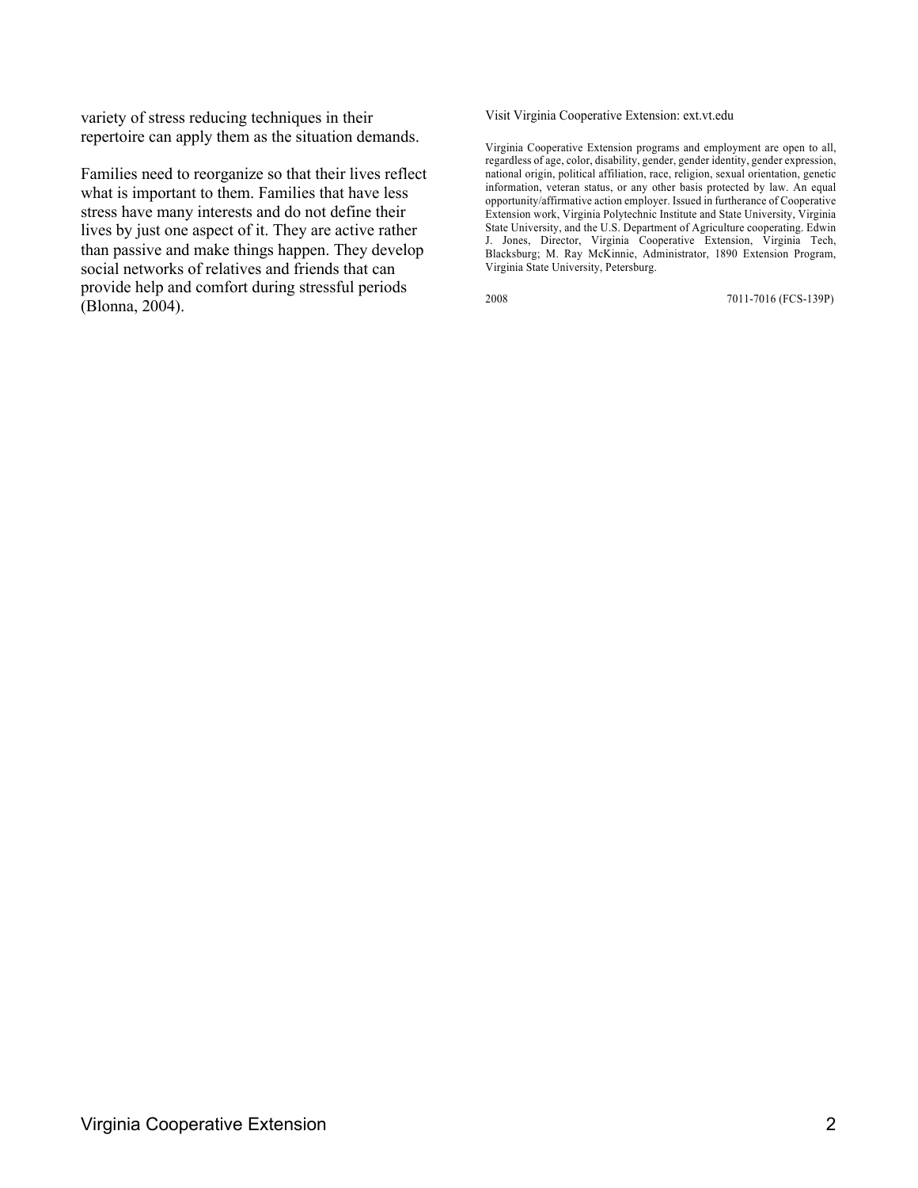variety of stress reducing techniques in their repertoire can apply them as the situation demands.

Families need to reorganize so that their lives reflect what is important to them. Families that have less stress have many interests and do not define their lives by just one aspect of it. They are active rather than passive and make things happen. They develop social networks of relatives and friends that can provide help and comfort during stressful periods (Blonna, 2004).

Visit Virginia Cooperative Extension: ext.vt.edu

Virginia Cooperative Extension programs and employment are open to all, regardless of age, color, disability, gender, gender identity, gender expression, national origin, political affiliation, race, religion, sexual orientation, genetic information, veteran status, or any other basis protected by law. An equal opportunity/affirmative action employer. Issued in furtherance of Cooperative Extension work, Virginia Polytechnic Institute and State University, Virginia State University, and the U.S. Department of Agriculture cooperating. Edwin J. Jones, Director, Virginia Cooperative Extension, Virginia Tech, Blacksburg; M. Ray McKinnie, Administrator, 1890 Extension Program, Virginia State University, Petersburg.

2008 7011-7016 (FCS-139P)